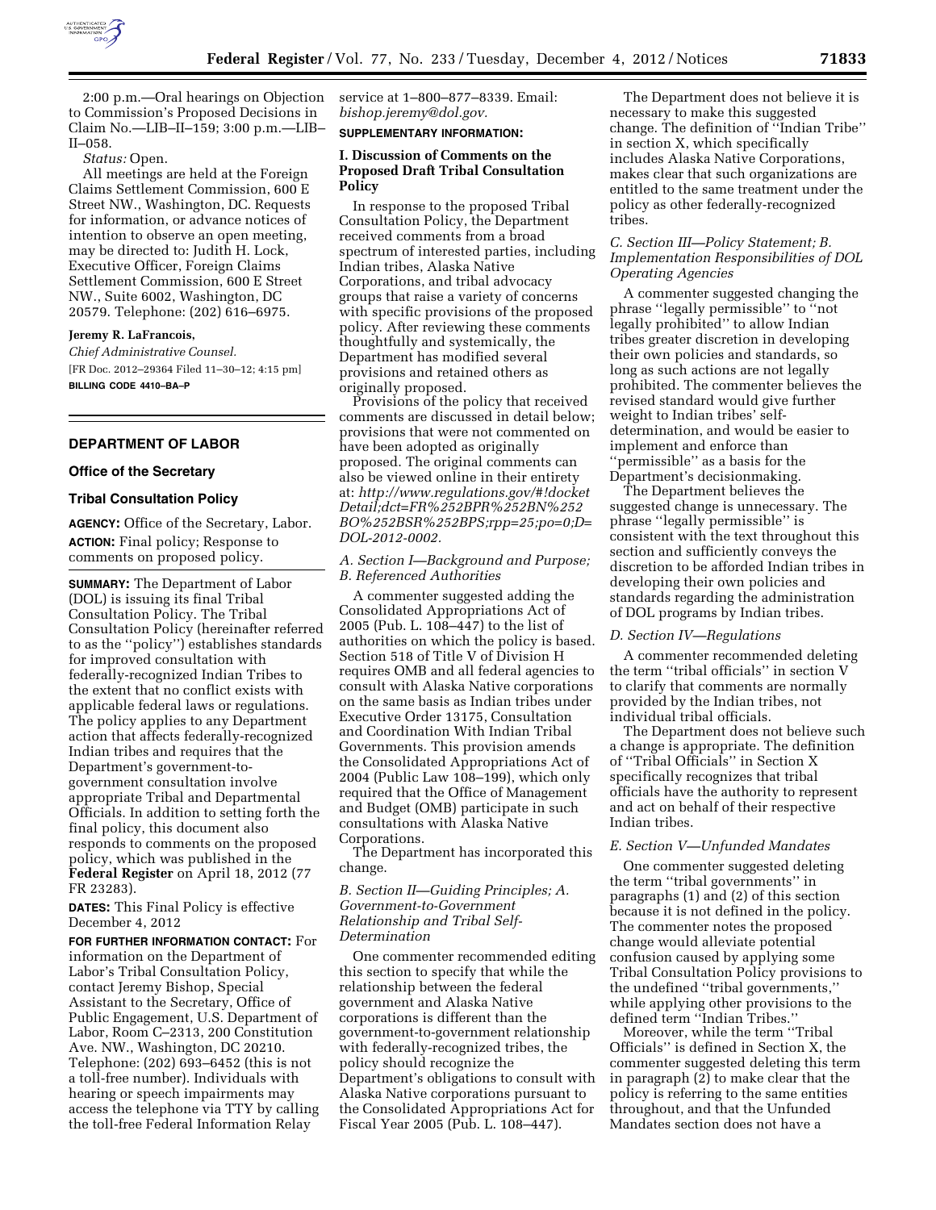2:00 p.m.—Oral hearings on Objection to Commission's Proposed Decisions in Claim No.—LIB–II–159; 3:00 p.m.—LIB–II–058.

*Status:* Open.

All meetings are held at the Foreign Claims Settlement Commission, 600 E Street NW., Washington, DC. Requests for information, or advance notices of intention to observe an open meeting, may be directed to: Judith H. Lock, Executive Officer, Foreign Claims Settlement Commission, 600 E Street NW., Suite 6002, Washington, DC 20579. Telephone: (202) 616–6975.

**Jeremy R. LaFrancois,**

*Chief Administrative Counsel.*

[FR Doc. 2012–29364 Filed 11–30–12; 4:15 pm]

**BILLING CODE 4410–BA–P**

---

## DEPARTMENT OF LABOR

### Office of the Secretary

### Tribal Consultation Policy

**AGENCY:** Office of the Secretary, Labor.

**ACTION:** Final policy; Response to comments on proposed policy.

**SUMMARY:** The Department of Labor (DOL) is issuing its final Tribal Consultation Policy. The Tribal Consultation Policy (hereinafter referred to as the "policy") establishes standards for improved consultation with federally-recognized Indian Tribes to the extent that no conflict exists with applicable federal laws or regulations. The policy applies to any Department action that affects federally-recognized Indian tribes and requires that the Department's government-to-government consultation involve appropriate Tribal and Departmental Officials. In addition to setting forth the final policy, this document also responds to comments on the proposed policy, which was published in the **Federal Register** on April 18, 2012 (77 FR 23283).

**DATES:** This Final Policy is effective December 4, 2012

**FOR FURTHER INFORMATION CONTACT:** For information on the Department of Labor's Tribal Consultation Policy, contact Jeremy Bishop, Special Assistant to the Secretary, Office of Public Engagement, U.S. Department of Labor, Room C–2313, 200 Constitution Ave. NW., Washington, DC 20210. Telephone: (202) 693–6452 (this is not a toll-free number). Individuals with hearing or speech impairments may access the telephone via TTY by calling the toll-free Federal Information Relay service at 1–800–877–8339. Email: *bishop.jeremy@dol.gov.*

**SUPPLEMENTARY INFORMATION:**

### I. Discussion of Comments on the Proposed Draft Tribal Consultation Policy

In response to the proposed Tribal Consultation Policy, the Department received comments from a broad spectrum of interested parties, including Indian tribes, Alaska Native Corporations, and tribal advocacy groups that raise a variety of concerns with specific provisions of the proposed policy. After reviewing these comments thoughtfully and systemically, the Department has modified several provisions and retained others as originally proposed.

Provisions of the policy that received comments are discussed in detail below; provisions that were not commented on have been adopted as originally proposed. The original comments can also be viewed online in their entirety at: *http://www.regulations.gov/#!docketDetail;dct=FR%252BPR%252BN%252BO%252BSR%252BPS;rpp=25;po=0;D=DOL-2012-0002.*

#### *A. Section I—Background and Purpose; B. Referenced Authorities*

A commenter suggested adding the Consolidated Appropriations Act of 2005 (Pub. L. 108–447) to the list of authorities on which the policy is based. Section 518 of Title V of Division H requires OMB and all federal agencies to consult with Alaska Native corporations on the same basis as Indian tribes under Executive Order 13175, Consultation and Coordination With Indian Tribal Governments. This provision amends the Consolidated Appropriations Act of 2004 (Public Law 108–199), which only required that the Office of Management and Budget (OMB) participate in such consultations with Alaska Native Corporations.

The Department has incorporated this change.

#### *B. Section II—Guiding Principles; A. Government-to-Government Relationship and Tribal Self-Determination*

One commenter recommended editing this section to specify that while the relationship between the federal government and Alaska Native corporations is different than the government-to-government relationship with federally-recognized tribes, the policy should recognize the Department's obligations to consult with Alaska Native corporations pursuant to the Consolidated Appropriations Act for Fiscal Year 2005 (Pub. L. 108–447).

The Department does not believe it is necessary to make this suggested change. The definition of "Indian Tribe" in section X, which specifically includes Alaska Native Corporations, makes clear that such organizations are entitled to the same treatment under the policy as other federally-recognized tribes.

#### *C. Section III—Policy Statement; B. Implementation Responsibilities of DOL Operating Agencies*

A commenter suggested changing the phrase "legally permissible" to "not legally prohibited" to allow Indian tribes greater discretion in developing their own policies and standards, so long as such actions are not legally prohibited. The commenter believes the revised standard would give further weight to Indian tribes' self-determination, and would be easier to implement and enforce than "permissible" as a basis for the Department's decisionmaking.

The Department believes the suggested change is unnecessary. The phrase "legally permissible" is consistent with the text throughout this section and sufficiently conveys the discretion to be afforded Indian tribes in developing their own policies and standards regarding the administration of DOL programs by Indian tribes.

#### *D. Section IV—Regulations*

A commenter recommended deleting the term "tribal officials" in section V to clarify that comments are normally provided by the Indian tribes, not individual tribal officials.

The Department does not believe such a change is appropriate. The definition of "Tribal Officials" in Section X specifically recognizes that tribal officials have the authority to represent and act on behalf of their respective Indian tribes.

#### *E. Section V—Unfunded Mandates*

One commenter suggested deleting the term "tribal governments" in paragraphs (1) and (2) of this section because it is not defined in the policy. The commenter notes the proposed change would alleviate potential confusion caused by applying some Tribal Consultation Policy provisions to the undefined "tribal governments," while applying other provisions to the defined term "Indian Tribes."

Moreover, while the term "Tribal Officials" is defined in Section X, the commenter suggested deleting this term in paragraph (2) to make clear that the policy is referring to the same entities throughout, and that the Unfunded Mandates section does not have a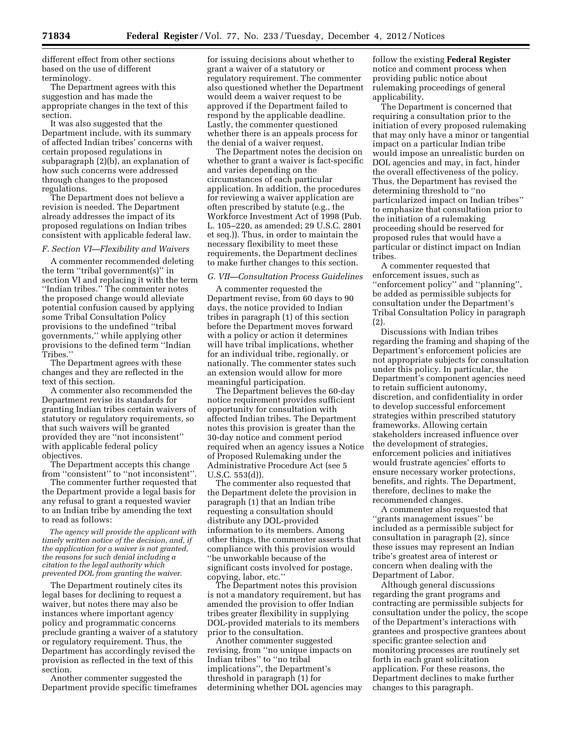different effect from other sections based on the use of different terminology.

The Department agrees with this suggestion and has made the appropriate changes in the text of this section.

It was also suggested that the Department include, with its summary of affected Indian tribes' concerns with certain proposed regulations in subparagraph (2)(b), an explanation of how such concerns were addressed through changes to the proposed regulations.

The Department does not believe a revision is needed. The Department already addresses the impact of its proposed regulations on Indian tribes consistent with applicable federal law.

### *F. Section VI—Flexibility and Waivers*

A commenter recommended deleting the term "tribal government(s)" in section VI and replacing it with the term "Indian tribes." The commenter notes the proposed change would alleviate potential confusion caused by applying some Tribal Consultation Policy provisions to the undefined "tribal governments," while applying other provisions to the defined term "Indian Tribes."

The Department agrees with these changes and they are reflected in the text of this section.

A commenter also recommended the Department revise its standards for granting Indian tribes certain waivers of statutory or regulatory requirements, so that such waivers will be granted provided they are "not inconsistent" with applicable federal policy objectives.

The Department accepts this change from "consistent" to "not inconsistent".

The commenter further requested that the Department provide a legal basis for any refusal to grant a requested wavier to an Indian tribe by amending the text to read as follows:

> *The agency will provide the applicant with timely written notice of the decision, and, if the application for a waiver is not granted, the reasons for such denial including a citation to the legal authority which prevented DOL from granting the waiver.*

The Department routinely cites its legal bases for declining to request a waiver, but notes there may also be instances where important agency policy and programmatic concerns preclude granting a waiver of a statutory or regulatory requirement. Thus, the Department has accordingly revised the provision as reflected in the text of this section.

Another commenter suggested the Department provide specific timeframes for issuing decisions about whether to grant a waiver of a statutory or regulatory requirement. The commenter also questioned whether the Department would deem a waiver request to be approved if the Department failed to respond by the applicable deadline. Lastly, the commenter questioned whether there is an appeals process for the denial of a waiver request.

The Department notes the decision on whether to grant a waiver is fact-specific and varies depending on the circumstances of each particular application. In addition, the procedures for reviewing a waiver application are often prescribed by statute (e.g., the Workforce Investment Act of 1998 (Pub. L. 105–220, as amended; 29 U.S.C. 2801 et seq.)). Thus, in order to maintain the necessary flexibility to meet these requirements, the Department declines to make further changes to this section.

### *G. VII—Consultation Process Guidelines*

A commenter requested the Department revise, from 60 days to 90 days, the notice provided to Indian tribes in paragraph (1) of this section before the Department moves forward with a policy or action it determines will have tribal implications, whether for an individual tribe, regionally, or nationally. The commenter states such an extension would allow for more meaningful participation.

The Department believes the 60-day notice requirement provides sufficient opportunity for consultation with affected Indian tribes. The Department notes this provision is greater than the 30-day notice and comment period required when an agency issues a Notice of Proposed Rulemaking under the Administrative Procedure Act (see 5 U.S.C. 553(d)).

The commenter also requested that the Department delete the provision in paragraph (1) that an Indian tribe requesting a consultation should distribute any DOL-provided information to its members. Among other things, the commenter asserts that compliance with this provision would "be unworkable because of the significant costs involved for postage, copying, labor, etc."

The Department notes this provision is not a mandatory requirement, but has amended the provision to offer Indian tribes greater flexibility in supplying DOL-provided materials to its members prior to the consultation.

Another commenter suggested revising, from "no unique impacts on Indian tribes" to "no tribal implications", the Department's threshold in paragraph (1) for determining whether DOL agencies may follow the existing **Federal Register** notice and comment process when providing public notice about rulemaking proceedings of general applicability.

The Department is concerned that requiring a consultation prior to the initiation of every proposed rulemaking that may only have a minor or tangential impact on a particular Indian tribe would impose an unrealistic burden on DOL agencies and may, in fact, hinder the overall effectiveness of the policy. Thus, the Department has revised the determining threshold to "no particularized impact on Indian tribes" to emphasize that consultation prior to the initiation of a rulemaking proceeding should be reserved for proposed rules that would have a particular or distinct impact on Indian tribes.

A commenter requested that enforcement issues, such as "enforcement policy" and "planning", be added as permissible subjects for consultation under the Department's Tribal Consultation Policy in paragraph (2).

Discussions with Indian tribes regarding the framing and shaping of the Department's enforcement policies are not appropriate subjects for consultation under this policy. In particular, the Department's component agencies need to retain sufficient autonomy, discretion, and confidentiality in order to develop successful enforcement strategies within prescribed statutory frameworks. Allowing certain stakeholders increased influence over the development of strategies, enforcement policies and initiatives would frustrate agencies' efforts to ensure necessary worker protections, benefits, and rights. The Department, therefore, declines to make the recommended changes.

A commenter also requested that "grants management issues" be included as a permissible subject for consultation in paragraph (2), since these issues may represent an Indian tribe's greatest area of interest or concern when dealing with the Department of Labor.

Although general discussions regarding the grant programs and contracting are permissible subjects for consultation under the policy, the scope of the Department's interactions with grantees and prospective grantees about specific grantee selection and monitoring processes are routinely set forth in each grant solicitation application. For these reasons, the Department declines to make further changes to this paragraph.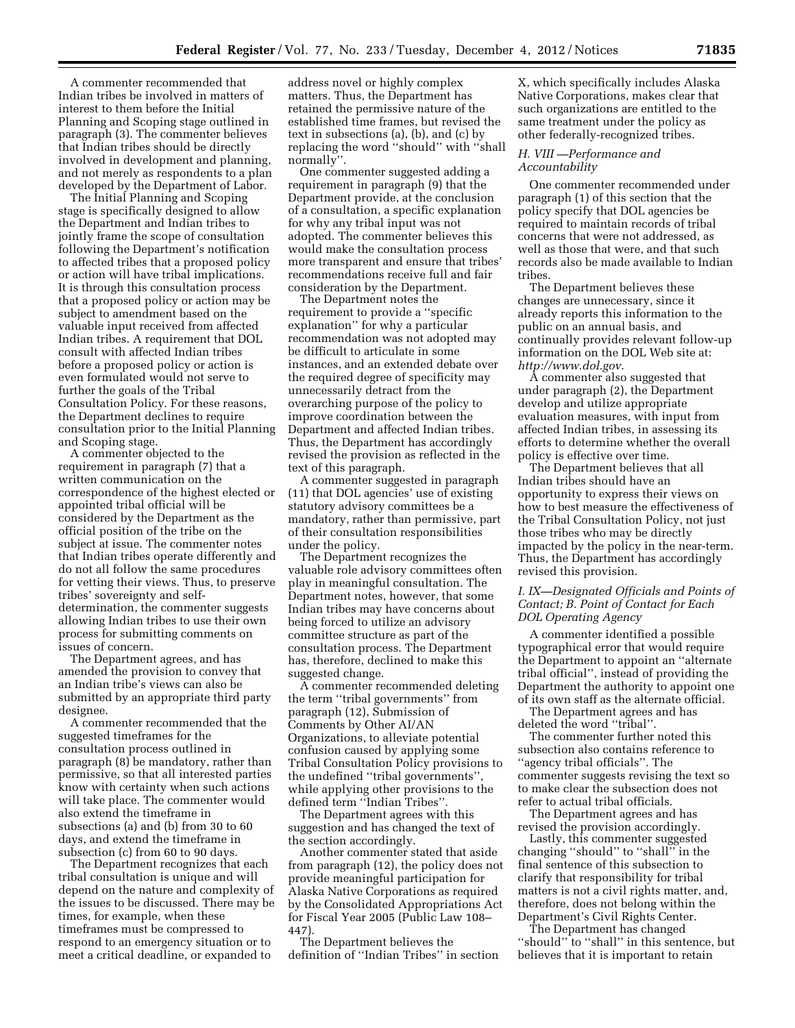A commenter recommended that Indian tribes be involved in matters of interest to them before the Initial Planning and Scoping stage outlined in paragraph (3). The commenter believes that Indian tribes should be directly involved in development and planning, and not merely as respondents to a plan developed by the Department of Labor.

The Initial Planning and Scoping stage is specifically designed to allow the Department and Indian tribes to jointly frame the scope of consultation following the Department's notification to affected tribes that a proposed policy or action will have tribal implications. It is through this consultation process that a proposed policy or action may be subject to amendment based on the valuable input received from affected Indian tribes. A requirement that DOL consult with affected Indian tribes before a proposed policy or action is even formulated would not serve to further the goals of the Tribal Consultation Policy. For these reasons, the Department declines to require consultation prior to the Initial Planning and Scoping stage.

A commenter objected to the requirement in paragraph (7) that a written communication on the correspondence of the highest elected or appointed tribal official will be considered by the Department as the official position of the tribe on the subject at issue. The commenter notes that Indian tribes operate differently and do not all follow the same procedures for vetting their views. Thus, to preserve tribes' sovereignty and self-determination, the commenter suggests allowing Indian tribes to use their own process for submitting comments on issues of concern.

The Department agrees, and has amended the provision to convey that an Indian tribe's views can also be submitted by an appropriate third party designee.

A commenter recommended that the suggested timeframes for the consultation process outlined in paragraph (8) be mandatory, rather than permissive, so that all interested parties know with certainty when such actions will take place. The commenter would also extend the timeframe in subsections (a) and (b) from 30 to 60 days, and extend the timeframe in subsection (c) from 60 to 90 days.

The Department recognizes that each tribal consultation is unique and will depend on the nature and complexity of the issues to be discussed. There may be times, for example, when these timeframes must be compressed to respond to an emergency situation or to meet a critical deadline, or expanded to address novel or highly complex matters. Thus, the Department has retained the permissive nature of the established time frames, but revised the text in subsections (a), (b), and (c) by replacing the word ''should'' with ''shall normally''.

One commenter suggested adding a requirement in paragraph (9) that the Department provide, at the conclusion of a consultation, a specific explanation for why any tribal input was not adopted. The commenter believes this would make the consultation process more transparent and ensure that tribes' recommendations receive full and fair consideration by the Department.

The Department notes the requirement to provide a ''specific explanation'' for why a particular recommendation was not adopted may be difficult to articulate in some instances, and an extended debate over the required degree of specificity may unnecessarily detract from the overarching purpose of the policy to improve coordination between the Department and affected Indian tribes. Thus, the Department has accordingly revised the provision as reflected in the text of this paragraph.

A commenter suggested in paragraph (11) that DOL agencies' use of existing statutory advisory committees be a mandatory, rather than permissive, part of their consultation responsibilities under the policy.

The Department recognizes the valuable role advisory committees often play in meaningful consultation. The Department notes, however, that some Indian tribes may have concerns about being forced to utilize an advisory committee structure as part of the consultation process. The Department has, therefore, declined to make this suggested change.

A commenter recommended deleting the term ''tribal governments'' from paragraph (12), Submission of Comments by Other AI/AN Organizations, to alleviate potential confusion caused by applying some Tribal Consultation Policy provisions to the undefined ''tribal governments'', while applying other provisions to the defined term ''Indian Tribes''.

The Department agrees with this suggestion and has changed the text of the section accordingly.

Another commenter stated that aside from paragraph (12), the policy does not provide meaningful participation for Alaska Native Corporations as required by the Consolidated Appropriations Act for Fiscal Year 2005 (Public Law 108–447).

The Department believes the definition of ''Indian Tribes'' in section X, which specifically includes Alaska Native Corporations, makes clear that such organizations are entitled to the same treatment under the policy as other federally-recognized tribes.

### *H. VIII —Performance and Accountability*

One commenter recommended under paragraph (1) of this section that the policy specify that DOL agencies be required to maintain records of tribal concerns that were not addressed, as well as those that were, and that such records also be made available to Indian tribes.

The Department believes these changes are unnecessary, since it already reports this information to the public on an annual basis, and continually provides relevant follow-up information on the DOL Web site at: *http://www.dol.gov*.

A commenter also suggested that under paragraph (2), the Department develop and utilize appropriate evaluation measures, with input from affected Indian tribes, in assessing its efforts to determine whether the overall policy is effective over time.

The Department believes that all Indian tribes should have an opportunity to express their views on how to best measure the effectiveness of the Tribal Consultation Policy, not just those tribes who may be directly impacted by the policy in the near-term. Thus, the Department has accordingly revised this provision.

### *I. IX—Designated Officials and Points of Contact; B. Point of Contact for Each DOL Operating Agency*

A commenter identified a possible typographical error that would require the Department to appoint an ''alternate tribal official'', instead of providing the Department the authority to appoint one of its own staff as the alternate official.

The Department agrees and has deleted the word ''tribal''.

The commenter further noted this subsection also contains reference to ''agency tribal officials''. The commenter suggests revising the text so to make clear the subsection does not refer to actual tribal officials.

The Department agrees and has revised the provision accordingly.

Lastly, this commenter suggested changing ''should'' to ''shall'' in the final sentence of this subsection to clarify that responsibility for tribal matters is not a civil rights matter, and, therefore, does not belong within the Department's Civil Rights Center.

The Department has changed ''should'' to ''shall'' in this sentence, but believes that it is important to retain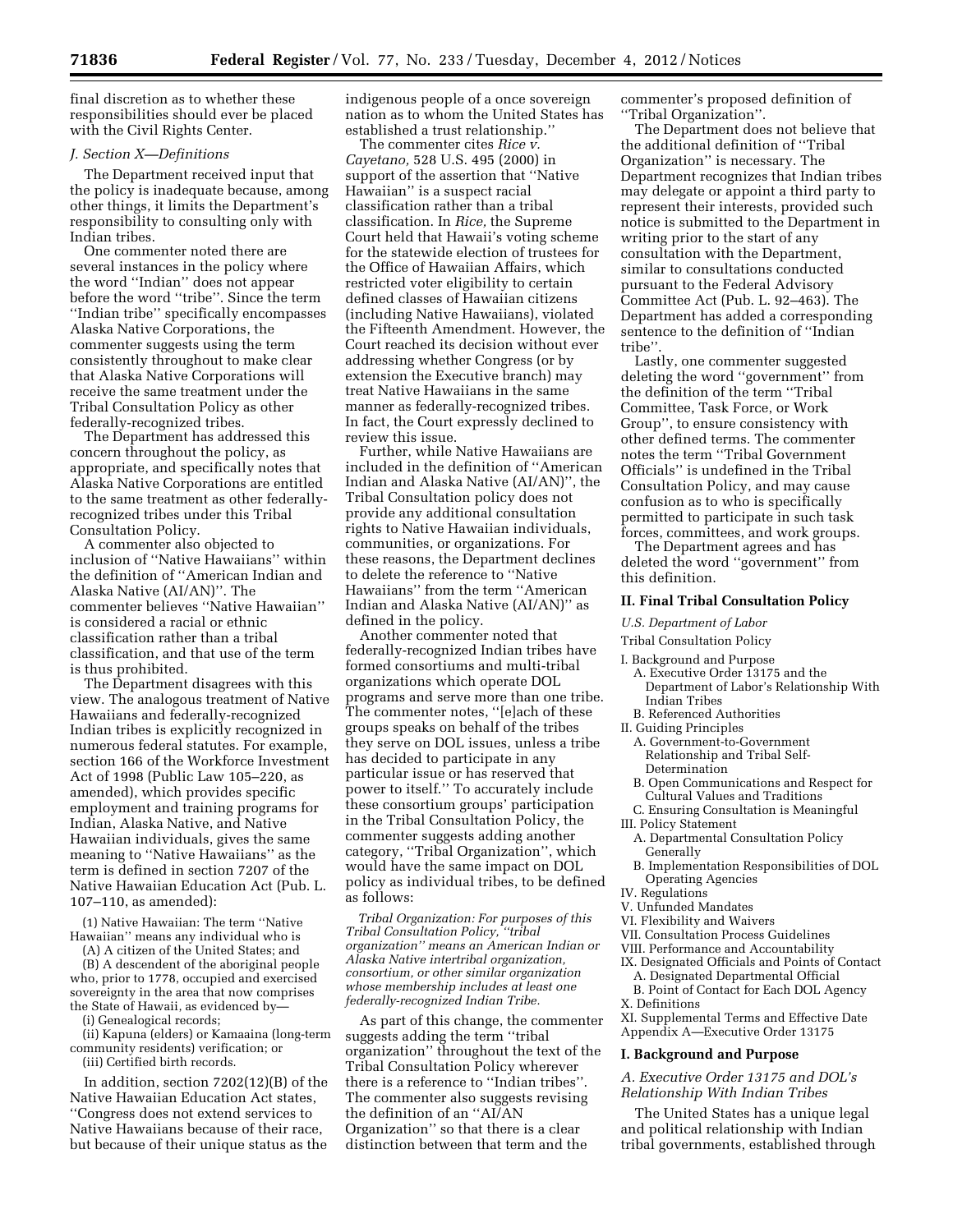final discretion as to whether these responsibilities should ever be placed with the Civil Rights Center.

*J. Section X—Definitions*

The Department received input that the policy is inadequate because, among other things, it limits the Department's responsibility to consulting only with Indian tribes.

One commenter noted there are several instances in the policy where the word ''Indian'' does not appear before the word ''tribe''. Since the term ''Indian tribe'' specifically encompasses Alaska Native Corporations, the commenter suggests using the term consistently throughout to make clear that Alaska Native Corporations will receive the same treatment under the Tribal Consultation Policy as other federally-recognized tribes.

The Department has addressed this concern throughout the policy, as appropriate, and specifically notes that Alaska Native Corporations are entitled to the same treatment as other federally-recognized tribes under this Tribal Consultation Policy.

A commenter also objected to inclusion of ''Native Hawaiians'' within the definition of ''American Indian and Alaska Native (AI/AN)''. The commenter believes ''Native Hawaiian'' is considered a racial or ethnic classification rather than a tribal classification, and that use of the term is thus prohibited.

The Department disagrees with this view. The analogous treatment of Native Hawaiians and federally-recognized Indian tribes is explicitly recognized in numerous federal statutes. For example, section 166 of the Workforce Investment Act of 1998 (Public Law 105–220, as amended), which provides specific employment and training programs for Indian, Alaska Native, and Native Hawaiian individuals, gives the same meaning to ''Native Hawaiians'' as the term is defined in section 7207 of the Native Hawaiian Education Act (Pub. L. 107–110, as amended):

> (1) Native Hawaiian: The term ''Native Hawaiian'' means any individual who is
>
> (A) A citizen of the United States; and
>
> (B) A descendent of the aboriginal people who, prior to 1778, occupied and exercised sovereignty in the area that now comprises the State of Hawaii, as evidenced by—
>
> (i) Genealogical records;
>
> (ii) Kapuna (elders) or Kamaaina (long-term community residents) verification; or
>
> (iii) Certified birth records.

In addition, section 7202(12)(B) of the Native Hawaiian Education Act states, ''Congress does not extend services to Native Hawaiians because of their race, but because of their unique status as the indigenous people of a once sovereign nation as to whom the United States has established a trust relationship.''

The commenter cites *Rice v. Cayetano,* 528 U.S. 495 (2000) in support of the assertion that ''Native Hawaiian'' is a suspect racial classification rather than a tribal classification. In *Rice,* the Supreme Court held that Hawaii's voting scheme for the statewide election of trustees for the Office of Hawaiian Affairs, which restricted voter eligibility to certain defined classes of Hawaiian citizens (including Native Hawaiians), violated the Fifteenth Amendment. However, the Court reached its decision without ever addressing whether Congress (or by extension the Executive branch) may treat Native Hawaiians in the same manner as federally-recognized tribes. In fact, the Court expressly declined to review this issue.

Further, while Native Hawaiians are included in the definition of ''American Indian and Alaska Native (AI/AN)'', the Tribal Consultation policy does not provide any additional consultation rights to Native Hawaiian individuals, communities, or organizations. For these reasons, the Department declines to delete the reference to ''Native Hawaiians'' from the term ''American Indian and Alaska Native (AI/AN)'' as defined in the policy.

Another commenter noted that federally-recognized Indian tribes have formed consortiums and multi-tribal organizations which operate DOL programs and serve more than one tribe. The commenter notes, ''[e]ach of these groups speaks on behalf of the tribes they serve on DOL issues, unless a tribe has decided to participate in any particular issue or has reserved that power to itself.'' To accurately include these consortium groups' participation in the Tribal Consultation Policy, the commenter suggests adding another category, ''Tribal Organization'', which would have the same impact on DOL policy as individual tribes, to be defined as follows:

> *Tribal Organization: For purposes of this Tribal Consultation Policy, ''tribal organization'' means an American Indian or Alaska Native intertribal organization, consortium, or other similar organization whose membership includes at least one federally-recognized Indian Tribe.*

As part of this change, the commenter suggests adding the term ''tribal organization'' throughout the text of the Tribal Consultation Policy wherever there is a reference to ''Indian tribes''. The commenter also suggests revising the definition of an ''AI/AN Organization'' so that there is a clear distinction between that term and the commenter's proposed definition of ''Tribal Organization''.

The Department does not believe that the additional definition of ''Tribal Organization'' is necessary. The Department recognizes that Indian tribes may delegate or appoint a third party to represent their interests, provided such notice is submitted to the Department in writing prior to the start of any consultation with the Department, similar to consultations conducted pursuant to the Federal Advisory Committee Act (Pub. L. 92–463). The Department has added a corresponding sentence to the definition of ''Indian tribe''.

Lastly, one commenter suggested deleting the word ''government'' from the definition of the term ''Tribal Committee, Task Force, or Work Group'', to ensure consistency with other defined terms. The commenter notes the term ''Tribal Government Officials'' is undefined in the Tribal Consultation Policy, and may cause confusion as to who is specifically permitted to participate in such task forces, committees, and work groups.

The Department agrees and has deleted the word ''government'' from this definition.

## II. Final Tribal Consultation Policy

*U.S. Department of Labor*

Tribal Consultation Policy

- I. Background and Purpose
  - A. Executive Order 13175 and the Department of Labor's Relationship With Indian Tribes
  - B. Referenced Authorities
- II. Guiding Principles
  - A. Government-to-Government Relationship and Tribal Self-Determination
  - B. Open Communications and Respect for Cultural Values and Traditions
  - C. Ensuring Consultation is Meaningful
- III. Policy Statement
  - A. Departmental Consultation Policy Generally
  - B. Implementation Responsibilities of DOL Operating Agencies
- IV. Regulations
- V. Unfunded Mandates
- VI. Flexibility and Waivers
- VII. Consultation Process Guidelines
- VIII. Performance and Accountability
- IX. Designated Officials and Points of Contact
  - A. Designated Departmental Official
  - B. Point of Contact for Each DOL Agency
- X. Definitions
- XI. Supplemental Terms and Effective Date
- Appendix A—Executive Order 13175

## I. Background and Purpose

*A. Executive Order 13175 and DOL's Relationship With Indian Tribes*

The United States has a unique legal and political relationship with Indian tribal governments, established through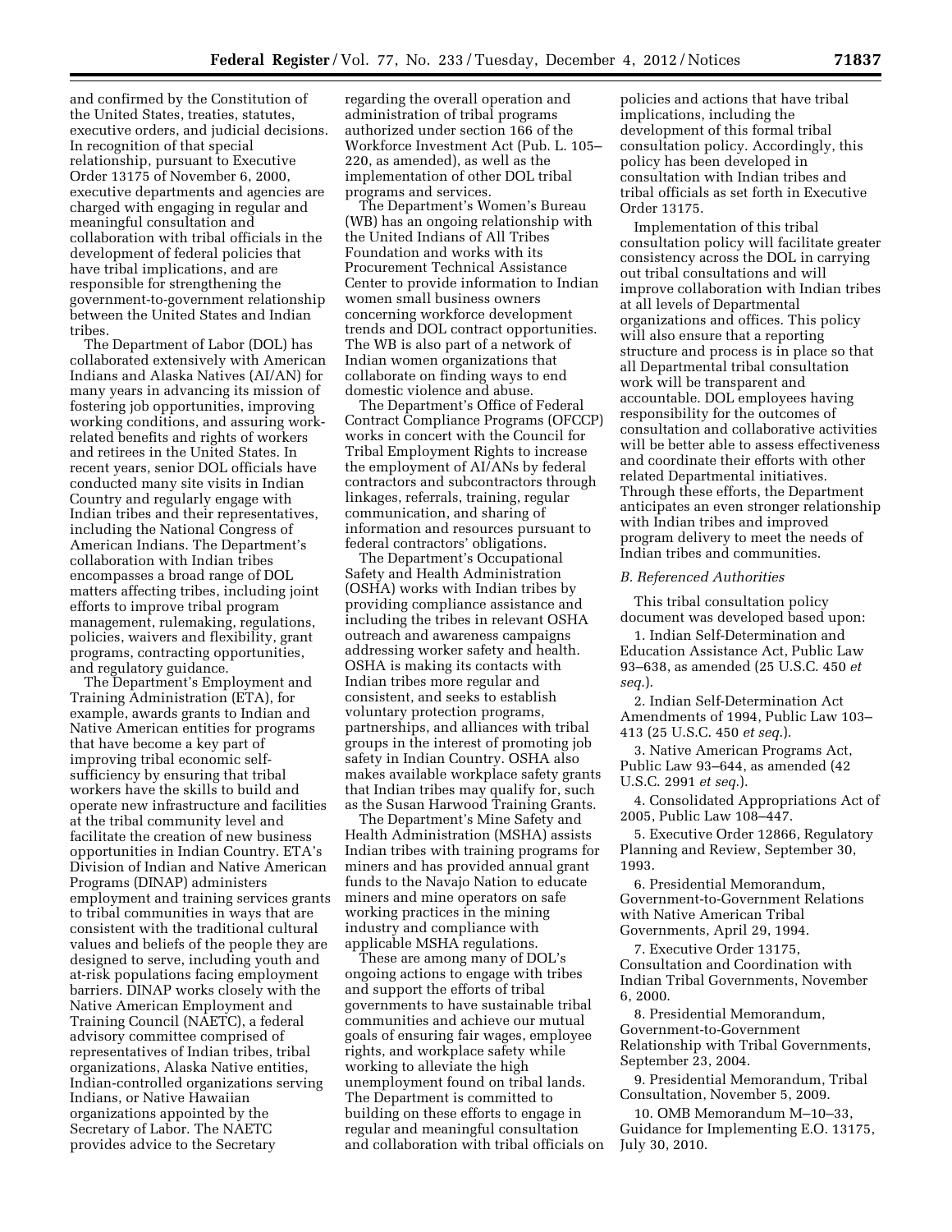and confirmed by the Constitution of the United States, treaties, statutes, executive orders, and judicial decisions. In recognition of that special relationship, pursuant to Executive Order 13175 of November 6, 2000, executive departments and agencies are charged with engaging in regular and meaningful consultation and collaboration with tribal officials in the development of federal policies that have tribal implications, and are responsible for strengthening the government-to-government relationship between the United States and Indian tribes.

The Department of Labor (DOL) has collaborated extensively with American Indians and Alaska Natives (AI/AN) for many years in advancing its mission of fostering job opportunities, improving working conditions, and assuring work-related benefits and rights of workers and retirees in the United States. In recent years, senior DOL officials have conducted many site visits in Indian Country and regularly engage with Indian tribes and their representatives, including the National Congress of American Indians. The Department's collaboration with Indian tribes encompasses a broad range of DOL matters affecting tribes, including joint efforts to improve tribal program management, rulemaking, regulations, policies, waivers and flexibility, grant programs, contracting opportunities, and regulatory guidance.

The Department's Employment and Training Administration (ETA), for example, awards grants to Indian and Native American entities for programs that have become a key part of improving tribal economic self-sufficiency by ensuring that tribal workers have the skills to build and operate new infrastructure and facilities at the tribal community level and facilitate the creation of new business opportunities in Indian Country. ETA's Division of Indian and Native American Programs (DINAP) administers employment and training services grants to tribal communities in ways that are consistent with the traditional cultural values and beliefs of the people they are designed to serve, including youth and at-risk populations facing employment barriers. DINAP works closely with the Native American Employment and Training Council (NAETC), a federal advisory committee comprised of representatives of Indian tribes, tribal organizations, Alaska Native entities, Indian-controlled organizations serving Indians, or Native Hawaiian organizations appointed by the Secretary of Labor. The NAETC provides advice to the Secretary regarding the overall operation and administration of tribal programs authorized under section 166 of the Workforce Investment Act (Pub. L. 105–220, as amended), as well as the implementation of other DOL tribal programs and services.

The Department's Women's Bureau (WB) has an ongoing relationship with the United Indians of All Tribes Foundation and works with its Procurement Technical Assistance Center to provide information to Indian women small business owners concerning workforce development trends and DOL contract opportunities. The WB is also part of a network of Indian women organizations that collaborate on finding ways to end domestic violence and abuse.

The Department's Office of Federal Contract Compliance Programs (OFCCP) works in concert with the Council for Tribal Employment Rights to increase the employment of AI/ANs by federal contractors and subcontractors through linkages, referrals, training, regular communication, and sharing of information and resources pursuant to federal contractors' obligations.

The Department's Occupational Safety and Health Administration (OSHA) works with Indian tribes by providing compliance assistance and including the tribes in relevant OSHA outreach and awareness campaigns addressing worker safety and health. OSHA is making its contacts with Indian tribes more regular and consistent, and seeks to establish voluntary protection programs, partnerships, and alliances with tribal groups in the interest of promoting job safety in Indian Country. OSHA also makes available workplace safety grants that Indian tribes may qualify for, such as the Susan Harwood Training Grants.

The Department's Mine Safety and Health Administration (MSHA) assists Indian tribes with training programs for miners and has provided annual grant funds to the Navajo Nation to educate miners and mine operators on safe working practices in the mining industry and compliance with applicable MSHA regulations.

These are among many of DOL's ongoing actions to engage with tribes and support the efforts of tribal governments to have sustainable tribal communities and achieve our mutual goals of ensuring fair wages, employee rights, and workplace safety while working to alleviate the high unemployment found on tribal lands. The Department is committed to building on these efforts to engage in regular and meaningful consultation and collaboration with tribal officials on policies and actions that have tribal implications, including the development of this formal tribal consultation policy. Accordingly, this policy has been developed in consultation with Indian tribes and tribal officials as set forth in Executive Order 13175.

Implementation of this tribal consultation policy will facilitate greater consistency across the DOL in carrying out tribal consultations and will improve collaboration with Indian tribes at all levels of Departmental organizations and offices. This policy will also ensure that a reporting structure and process is in place so that all Departmental tribal consultation work will be transparent and accountable. DOL employees having responsibility for the outcomes of consultation and collaborative activities will be better able to assess effectiveness and coordinate their efforts with other related Departmental initiatives. Through these efforts, the Department anticipates an even stronger relationship with Indian tribes and improved program delivery to meet the needs of Indian tribes and communities.

### *B. Referenced Authorities*

This tribal consultation policy document was developed based upon:

1. Indian Self-Determination and Education Assistance Act, Public Law 93–638, as amended (25 U.S.C. 450 *et seq.*).

2. Indian Self-Determination Act Amendments of 1994, Public Law 103–413 (25 U.S.C. 450 *et seq.*).

3. Native American Programs Act, Public Law 93–644, as amended (42 U.S.C. 2991 *et seq.*).

4. Consolidated Appropriations Act of 2005, Public Law 108–447.

5. Executive Order 12866, Regulatory Planning and Review, September 30, 1993.

6. Presidential Memorandum, Government-to-Government Relations with Native American Tribal Governments, April 29, 1994.

7. Executive Order 13175, Consultation and Coordination with Indian Tribal Governments, November 6, 2000.

8. Presidential Memorandum, Government-to-Government Relationship with Tribal Governments, September 23, 2004.

9. Presidential Memorandum, Tribal Consultation, November 5, 2009.

10. OMB Memorandum M–10–33, Guidance for Implementing E.O. 13175, July 30, 2010.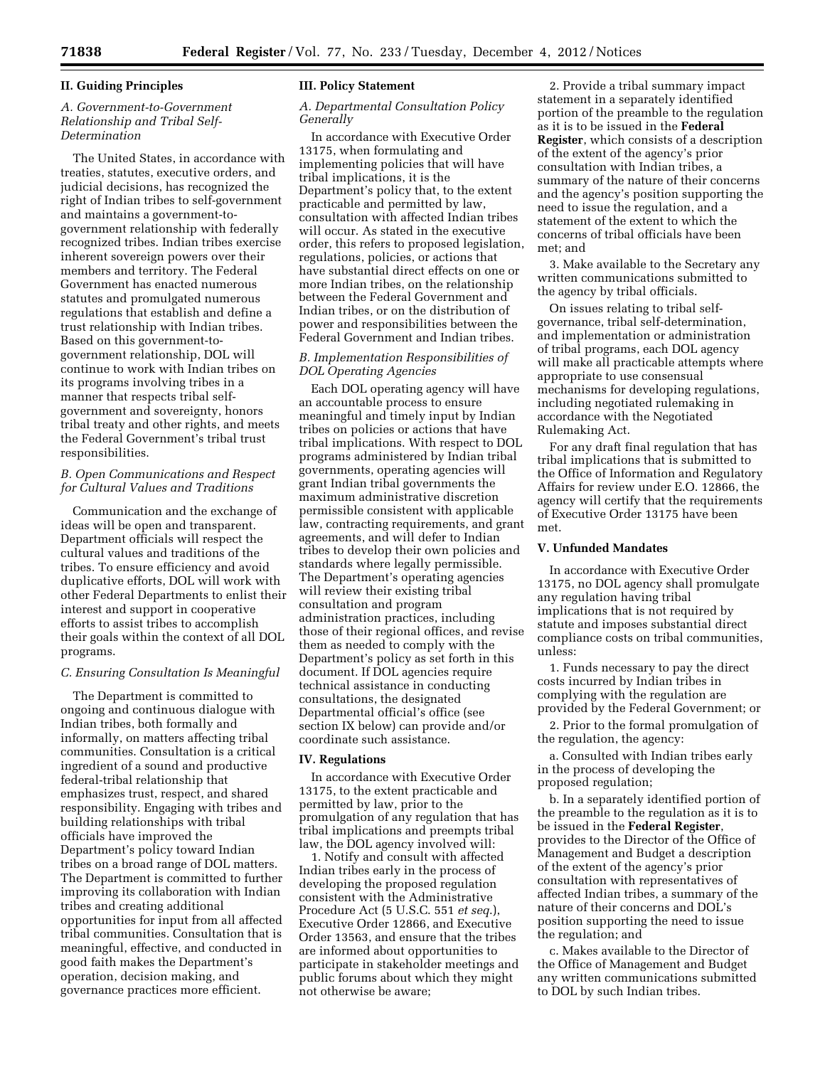## II. Guiding Principles

### *A. Government-to-Government Relationship and Tribal Self-Determination*

The United States, in accordance with treaties, statutes, executive orders, and judicial decisions, has recognized the right of Indian tribes to self-government and maintains a government-to-government relationship with federally recognized tribes. Indian tribes exercise inherent sovereign powers over their members and territory. The Federal Government has enacted numerous statutes and promulgated numerous regulations that establish and define a trust relationship with Indian tribes. Based on this government-to-government relationship, DOL will continue to work with Indian tribes on its programs involving tribes in a manner that respects tribal self-government and sovereignty, honors tribal treaty and other rights, and meets the Federal Government's tribal trust responsibilities.

### *B. Open Communications and Respect for Cultural Values and Traditions*

Communication and the exchange of ideas will be open and transparent. Department officials will respect the cultural values and traditions of the tribes. To ensure efficiency and avoid duplicative efforts, DOL will work with other Federal Departments to enlist their interest and support in cooperative efforts to assist tribes to accomplish their goals within the context of all DOL programs.

### *C. Ensuring Consultation Is Meaningful*

The Department is committed to ongoing and continuous dialogue with Indian tribes, both formally and informally, on matters affecting tribal communities. Consultation is a critical ingredient of a sound and productive federal-tribal relationship that emphasizes trust, respect, and shared responsibility. Engaging with tribes and building relationships with tribal officials have improved the Department's policy toward Indian tribes on a broad range of DOL matters. The Department is committed to further improving its collaboration with Indian tribes and creating additional opportunities for input from all affected tribal communities. Consultation that is meaningful, effective, and conducted in good faith makes the Department's operation, decision making, and governance practices more efficient.

## III. Policy Statement

### *A. Departmental Consultation Policy Generally*

In accordance with Executive Order 13175, when formulating and implementing policies that will have tribal implications, it is the Department's policy that, to the extent practicable and permitted by law, consultation with affected Indian tribes will occur. As stated in the executive order, this refers to proposed legislation, regulations, policies, or actions that have substantial direct effects on one or more Indian tribes, on the relationship between the Federal Government and Indian tribes, or on the distribution of power and responsibilities between the Federal Government and Indian tribes.

### *B. Implementation Responsibilities of DOL Operating Agencies*

Each DOL operating agency will have an accountable process to ensure meaningful and timely input by Indian tribes on policies or actions that have tribal implications. With respect to DOL programs administered by Indian tribal governments, operating agencies will grant Indian tribal governments the maximum administrative discretion permissible consistent with applicable law, contracting requirements, and grant agreements, and will defer to Indian tribes to develop their own policies and standards where legally permissible. The Department's operating agencies will review their existing tribal consultation and program administration practices, including those of their regional offices, and revise them as needed to comply with the Department's policy as set forth in this document. If DOL agencies require technical assistance in conducting consultations, the designated Departmental official's office (see section IX below) can provide and/or coordinate such assistance.

## IV. Regulations

In accordance with Executive Order 13175, to the extent practicable and permitted by law, prior to the promulgation of any regulation that has tribal implications and preempts tribal law, the DOL agency involved will:

1. Notify and consult with affected Indian tribes early in the process of developing the proposed regulation consistent with the Administrative Procedure Act (5 U.S.C. 551 *et seq.*), Executive Order 12866, and Executive Order 13563, and ensure that the tribes are informed about opportunities to participate in stakeholder meetings and public forums about which they might not otherwise be aware;

2. Provide a tribal summary impact statement in a separately identified portion of the preamble to the regulation as it is to be issued in the **Federal Register**, which consists of a description of the extent of the agency's prior consultation with Indian tribes, a summary of the nature of their concerns and the agency's position supporting the need to issue the regulation, and a statement of the extent to which the concerns of tribal officials have been met; and

3. Make available to the Secretary any written communications submitted to the agency by tribal officials.

On issues relating to tribal self-governance, tribal self-determination, and implementation or administration of tribal programs, each DOL agency will make all practicable attempts where appropriate to use consensual mechanisms for developing regulations, including negotiated rulemaking in accordance with the Negotiated Rulemaking Act.

For any draft final regulation that has tribal implications that is submitted to the Office of Information and Regulatory Affairs for review under E.O. 12866, the agency will certify that the requirements of Executive Order 13175 have been met.

## V. Unfunded Mandates

In accordance with Executive Order 13175, no DOL agency shall promulgate any regulation having tribal implications that is not required by statute and imposes substantial direct compliance costs on tribal communities, unless:

1. Funds necessary to pay the direct costs incurred by Indian tribes in complying with the regulation are provided by the Federal Government; or

2. Prior to the formal promulgation of the regulation, the agency:

a. Consulted with Indian tribes early in the process of developing the proposed regulation;

b. In a separately identified portion of the preamble to the regulation as it is to be issued in the **Federal Register**, provides to the Director of the Office of Management and Budget a description of the extent of the agency's prior consultation with representatives of affected Indian tribes, a summary of the nature of their concerns and DOL's position supporting the need to issue the regulation; and

c. Makes available to the Director of the Office of Management and Budget any written communications submitted to DOL by such Indian tribes.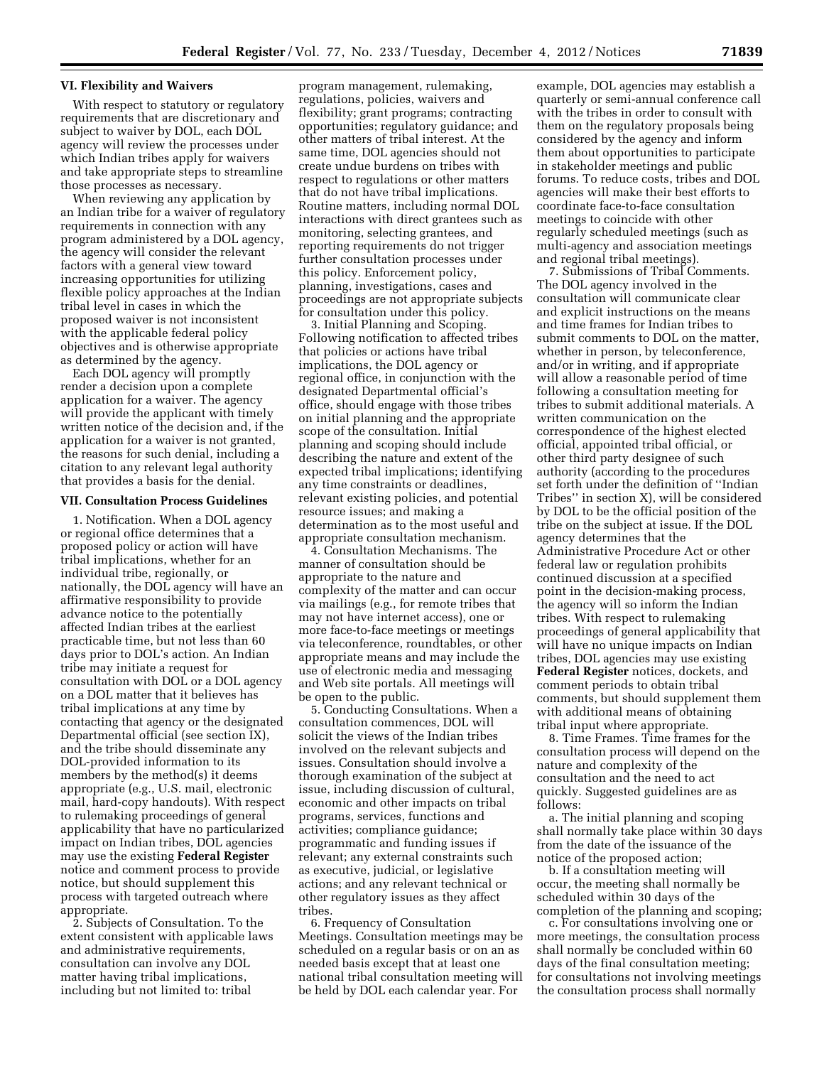## VI. Flexibility and Waivers

With respect to statutory or regulatory requirements that are discretionary and subject to waiver by DOL, each DOL agency will review the processes under which Indian tribes apply for waivers and take appropriate steps to streamline those processes as necessary.

When reviewing any application by an Indian tribe for a waiver of regulatory requirements in connection with any program administered by a DOL agency, the agency will consider the relevant factors with a general view toward increasing opportunities for utilizing flexible policy approaches at the Indian tribal level in cases in which the proposed waiver is not inconsistent with the applicable federal policy objectives and is otherwise appropriate as determined by the agency.

Each DOL agency will promptly render a decision upon a complete application for a waiver. The agency will provide the applicant with timely written notice of the decision and, if the application for a waiver is not granted, the reasons for such denial, including a citation to any relevant legal authority that provides a basis for the denial.

## VII. Consultation Process Guidelines

1. Notification. When a DOL agency or regional office determines that a proposed policy or action will have tribal implications, whether for an individual tribe, regionally, or nationally, the DOL agency will have an affirmative responsibility to provide advance notice to the potentially affected Indian tribes at the earliest practicable time, but not less than 60 days prior to DOL's action. An Indian tribe may initiate a request for consultation with DOL or a DOL agency on a DOL matter that it believes has tribal implications at any time by contacting that agency or the designated Departmental official (see section IX), and the tribe should disseminate any DOL-provided information to its members by the method(s) it deems appropriate (e.g., U.S. mail, electronic mail, hard-copy handouts). With respect to rulemaking proceedings of general applicability that have no particularized impact on Indian tribes, DOL agencies may use the existing **Federal Register** notice and comment process to provide notice, but should supplement this process with targeted outreach where appropriate.

2. Subjects of Consultation. To the extent consistent with applicable laws and administrative requirements, consultation can involve any DOL matter having tribal implications, including but not limited to: tribal program management, rulemaking, regulations, policies, waivers and flexibility; grant programs; contracting opportunities; regulatory guidance; and other matters of tribal interest. At the same time, DOL agencies should not create undue burdens on tribes with respect to regulations or other matters that do not have tribal implications. Routine matters, including normal DOL interactions with direct grantees such as monitoring, selecting grantees, and reporting requirements do not trigger further consultation processes under this policy. Enforcement policy, planning, investigations, cases and proceedings are not appropriate subjects for consultation under this policy.

3. Initial Planning and Scoping. Following notification to affected tribes that policies or actions have tribal implications, the DOL agency or regional office, in conjunction with the designated Departmental official's office, should engage with those tribes on initial planning and the appropriate scope of the consultation. Initial planning and scoping should include describing the nature and extent of the expected tribal implications; identifying any time constraints or deadlines, relevant existing policies, and potential resource issues; and making a determination as to the most useful and appropriate consultation mechanism.

4. Consultation Mechanisms. The manner of consultation should be appropriate to the nature and complexity of the matter and can occur via mailings (e.g., for remote tribes that may not have internet access), one or more face-to-face meetings or meetings via teleconference, roundtables, or other appropriate means and may include the use of electronic media and messaging and Web site portals. All meetings will be open to the public.

5. Conducting Consultations. When a consultation commences, DOL will solicit the views of the Indian tribes involved on the relevant subjects and issues. Consultation should involve a thorough examination of the subject at issue, including discussion of cultural, economic and other impacts on tribal programs, services, functions and activities; compliance guidance; programmatic and funding issues if relevant; any external constraints such as executive, judicial, or legislative actions; and any relevant technical or other regulatory issues as they affect tribes.

6. Frequency of Consultation Meetings. Consultation meetings may be scheduled on a regular basis or on an as needed basis except that at least one national tribal consultation meeting will be held by DOL each calendar year. For example, DOL agencies may establish a quarterly or semi-annual conference call with the tribes in order to consult with them on the regulatory proposals being considered by the agency and inform them about opportunities to participate in stakeholder meetings and public forums. To reduce costs, tribes and DOL agencies will make their best efforts to coordinate face-to-face consultation meetings to coincide with other regularly scheduled meetings (such as multi-agency and association meetings and regional tribal meetings).

7. Submissions of Tribal Comments. The DOL agency involved in the consultation will communicate clear and explicit instructions on the means and time frames for Indian tribes to submit comments to DOL on the matter, whether in person, by teleconference, and/or in writing, and if appropriate will allow a reasonable period of time following a consultation meeting for tribes to submit additional materials. A written communication on the correspondence of the highest elected official, appointed tribal official, or other third party designee of such authority (according to the procedures set forth under the definition of "Indian Tribes" in section X), will be considered by DOL to be the official position of the tribe on the subject at issue. If the DOL agency determines that the Administrative Procedure Act or other federal law or regulation prohibits continued discussion at a specified point in the decision-making process, the agency will so inform the Indian tribes. With respect to rulemaking proceedings of general applicability that will have no unique impacts on Indian tribes, DOL agencies may use existing **Federal Register** notices, dockets, and comment periods to obtain tribal comments, but should supplement them with additional means of obtaining tribal input where appropriate.

8. Time Frames. Time frames for the consultation process will depend on the nature and complexity of the consultation and the need to act quickly. Suggested guidelines are as follows:

a. The initial planning and scoping shall normally take place within 30 days from the date of the issuance of the notice of the proposed action;

b. If a consultation meeting will occur, the meeting shall normally be scheduled within 30 days of the completion of the planning and scoping;

c. For consultations involving one or more meetings, the consultation process shall normally be concluded within 60 days of the final consultation meeting; for consultations not involving meetings the consultation process shall normally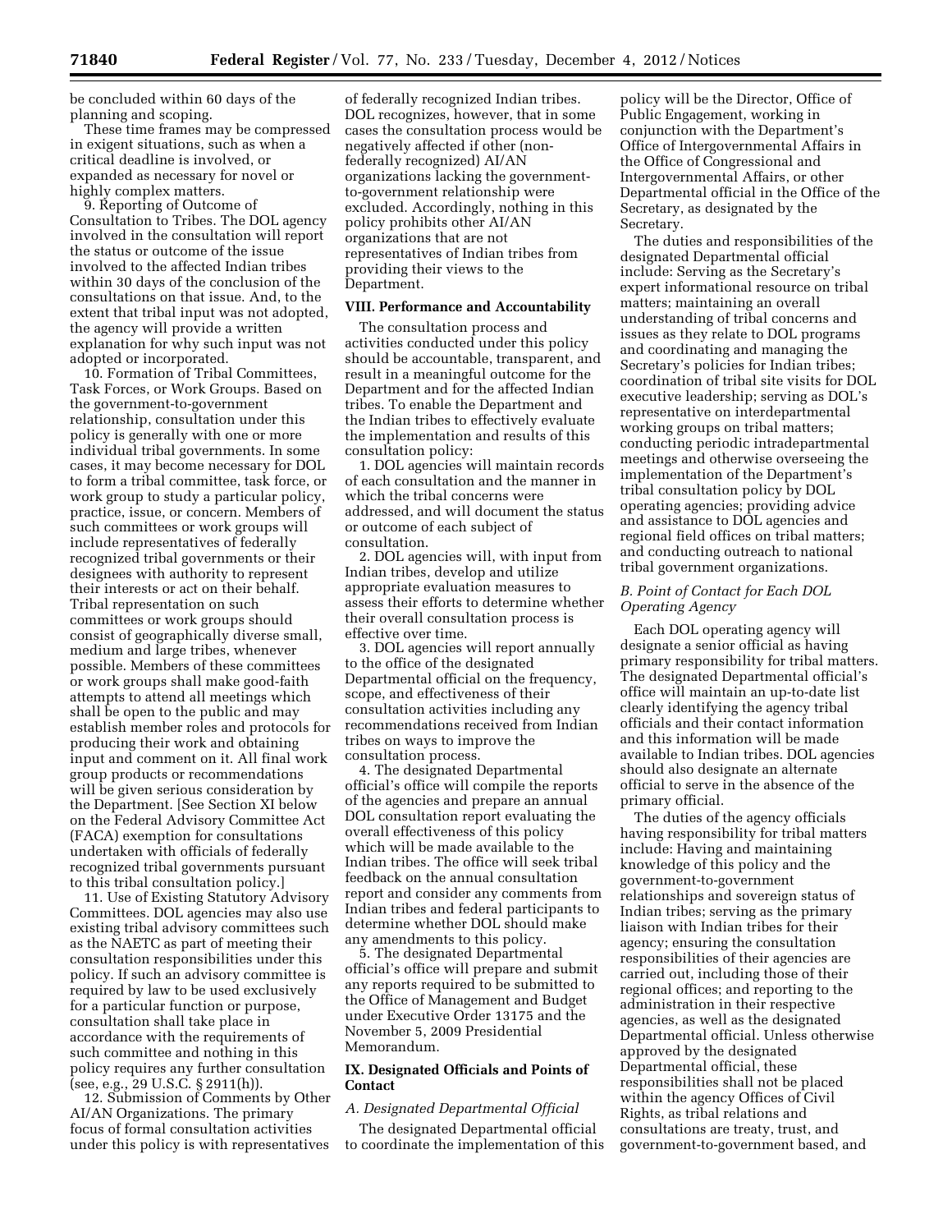be concluded within 60 days of the planning and scoping.

These time frames may be compressed in exigent situations, such as when a critical deadline is involved, or expanded as necessary for novel or highly complex matters.

9. Reporting of Outcome of Consultation to Tribes. The DOL agency involved in the consultation will report the status or outcome of the issue involved to the affected Indian tribes within 30 days of the conclusion of the consultations on that issue. And, to the extent that tribal input was not adopted, the agency will provide a written explanation for why such input was not adopted or incorporated.

10. Formation of Tribal Committees, Task Forces, or Work Groups. Based on the government-to-government relationship, consultation under this policy is generally with one or more individual tribal governments. In some cases, it may become necessary for DOL to form a tribal committee, task force, or work group to study a particular policy, practice, issue, or concern. Members of such committees or work groups will include representatives of federally recognized tribal governments or their designees with authority to represent their interests or act on their behalf. Tribal representation on such committees or work groups should consist of geographically diverse small, medium and large tribes, whenever possible. Members of these committees or work groups shall make good-faith attempts to attend all meetings which shall be open to the public and may establish member roles and protocols for producing their work and obtaining input and comment on it. All final work group products or recommendations will be given serious consideration by the Department. [See Section XI below on the Federal Advisory Committee Act (FACA) exemption for consultations undertaken with officials of federally recognized tribal governments pursuant to this tribal consultation policy.]

11. Use of Existing Statutory Advisory Committees. DOL agencies may also use existing tribal advisory committees such as the NAETC as part of meeting their consultation responsibilities under this policy. If such an advisory committee is required by law to be used exclusively for a particular function or purpose, consultation shall take place in accordance with the requirements of such committee and nothing in this policy requires any further consultation (see, e.g., 29 U.S.C. § 2911(h)).

12. Submission of Comments by Other AI/AN Organizations. The primary focus of formal consultation activities under this policy is with representatives of federally recognized Indian tribes. DOL recognizes, however, that in some cases the consultation process would be negatively affected if other (non-federally recognized) AI/AN organizations lacking the government-to-government relationship were excluded. Accordingly, nothing in this policy prohibits other AI/AN organizations that are not representatives of Indian tribes from providing their views to the Department.

## VIII. Performance and Accountability

The consultation process and activities conducted under this policy should be accountable, transparent, and result in a meaningful outcome for the Department and for the affected Indian tribes. To enable the Department and the Indian tribes to effectively evaluate the implementation and results of this consultation policy:

1. DOL agencies will maintain records of each consultation and the manner in which the tribal concerns were addressed, and will document the status or outcome of each subject of consultation.

2. DOL agencies will, with input from Indian tribes, develop and utilize appropriate evaluation measures to assess their efforts to determine whether their overall consultation process is effective over time.

3. DOL agencies will report annually to the office of the designated Departmental official on the frequency, scope, and effectiveness of their consultation activities including any recommendations received from Indian tribes on ways to improve the consultation process.

4. The designated Departmental official's office will compile the reports of the agencies and prepare an annual DOL consultation report evaluating the overall effectiveness of this policy which will be made available to the Indian tribes. The office will seek tribal feedback on the annual consultation report and consider any comments from Indian tribes and federal participants to determine whether DOL should make any amendments to this policy.

5. The designated Departmental official's office will prepare and submit any reports required to be submitted to the Office of Management and Budget under Executive Order 13175 and the November 5, 2009 Presidential Memorandum.

## IX. Designated Officials and Points of Contact

### *A. Designated Departmental Official*

The designated Departmental official to coordinate the implementation of this policy will be the Director, Office of Public Engagement, working in conjunction with the Department's Office of Intergovernmental Affairs in the Office of Congressional and Intergovernmental Affairs, or other Departmental official in the Office of the Secretary, as designated by the Secretary.

The duties and responsibilities of the designated Departmental official include: Serving as the Secretary's expert informational resource on tribal matters; maintaining an overall understanding of tribal concerns and issues as they relate to DOL programs and coordinating and managing the Secretary's policies for Indian tribes; coordination of tribal site visits for DOL executive leadership; serving as DOL's representative on interdepartmental working groups on tribal matters; conducting periodic intradepartmental meetings and otherwise overseeing the implementation of the Department's tribal consultation policy by DOL operating agencies; providing advice and assistance to DOL agencies and regional field offices on tribal matters; and conducting outreach to national tribal government organizations.

### *B. Point of Contact for Each DOL Operating Agency*

Each DOL operating agency will designate a senior official as having primary responsibility for tribal matters. The designated Departmental official's office will maintain an up-to-date list clearly identifying the agency tribal officials and their contact information and this information will be made available to Indian tribes. DOL agencies should also designate an alternate official to serve in the absence of the primary official.

The duties of the agency officials having responsibility for tribal matters include: Having and maintaining knowledge of this policy and the government-to-government relationships and sovereign status of Indian tribes; serving as the primary liaison with Indian tribes for their agency; ensuring the consultation responsibilities of their agencies are carried out, including those of their regional offices; and reporting to the administration in their respective agencies, as well as the designated Departmental official. Unless otherwise approved by the designated Departmental official, these responsibilities shall not be placed within the agency Offices of Civil Rights, as tribal relations and consultations are treaty, trust, and government-to-government based, and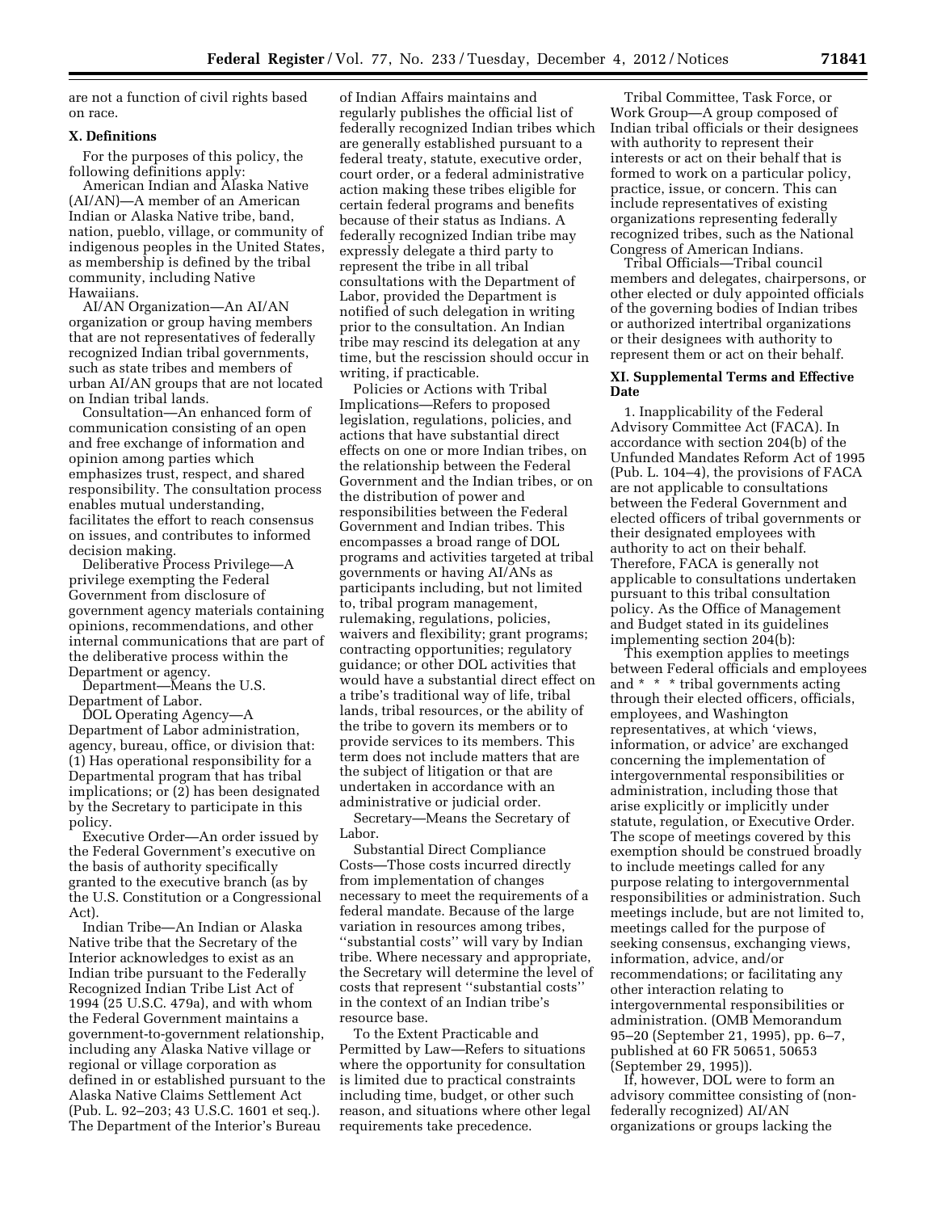are not a function of civil rights based on race.

## X. Definitions

For the purposes of this policy, the following definitions apply:

American Indian and Alaska Native (AI/AN)—A member of an American Indian or Alaska Native tribe, band, nation, pueblo, village, or community of indigenous peoples in the United States, as membership is defined by the tribal community, including Native Hawaiians.

AI/AN Organization—An AI/AN organization or group having members that are not representatives of federally recognized Indian tribal governments, such as state tribes and members of urban AI/AN groups that are not located on Indian tribal lands.

Consultation—An enhanced form of communication consisting of an open and free exchange of information and opinion among parties which emphasizes trust, respect, and shared responsibility. The consultation process enables mutual understanding, facilitates the effort to reach consensus on issues, and contributes to informed decision making.

Deliberative Process Privilege—A privilege exempting the Federal Government from disclosure of government agency materials containing opinions, recommendations, and other internal communications that are part of the deliberative process within the Department or agency.

Department—Means the U.S. Department of Labor.

DOL Operating Agency—A Department of Labor administration, agency, bureau, office, or division that: (1) Has operational responsibility for a Departmental program that has tribal implications; or (2) has been designated by the Secretary to participate in this policy.

Executive Order—An order issued by the Federal Government's executive on the basis of authority specifically granted to the executive branch (as by the U.S. Constitution or a Congressional Act).

Indian Tribe—An Indian or Alaska Native tribe that the Secretary of the Interior acknowledges to exist as an Indian tribe pursuant to the Federally Recognized Indian Tribe List Act of 1994 (25 U.S.C. 479a), and with whom the Federal Government maintains a government-to-government relationship, including any Alaska Native village or regional or village corporation as defined in or established pursuant to the Alaska Native Claims Settlement Act (Pub. L. 92–203; 43 U.S.C. 1601 et seq.). The Department of the Interior's Bureau of Indian Affairs maintains and regularly publishes the official list of federally recognized Indian tribes which are generally established pursuant to a federal treaty, statute, executive order, court order, or a federal administrative action making these tribes eligible for certain federal programs and benefits because of their status as Indians. A federally recognized Indian tribe may expressly delegate a third party to represent the tribe in all tribal consultations with the Department of Labor, provided the Department is notified of such delegation in writing prior to the consultation. An Indian tribe may rescind its delegation at any time, but the rescission should occur in writing, if practicable.

Policies or Actions with Tribal Implications—Refers to proposed legislation, regulations, policies, and actions that have substantial direct effects on one or more Indian tribes, on the relationship between the Federal Government and the Indian tribes, or on the distribution of power and responsibilities between the Federal Government and Indian tribes. This encompasses a broad range of DOL programs and activities targeted at tribal governments or having AI/ANs as participants including, but not limited to, tribal program management, rulemaking, regulations, policies, waivers and flexibility; grant programs; contracting opportunities; regulatory guidance; or other DOL activities that would have a substantial direct effect on a tribe's traditional way of life, tribal lands, tribal resources, or the ability of the tribe to govern its members or to provide services to its members. This term does not include matters that are the subject of litigation or that are undertaken in accordance with an administrative or judicial order.

Secretary—Means the Secretary of Labor.

Substantial Direct Compliance Costs—Those costs incurred directly from implementation of changes necessary to meet the requirements of a federal mandate. Because of the large variation in resources among tribes, "substantial costs" will vary by Indian tribe. Where necessary and appropriate, the Secretary will determine the level of costs that represent "substantial costs" in the context of an Indian tribe's resource base.

To the Extent Practicable and Permitted by Law—Refers to situations where the opportunity for consultation is limited due to practical constraints including time, budget, or other such reason, and situations where other legal requirements take precedence.

Tribal Committee, Task Force, or Work Group—A group composed of Indian tribal officials or their designees with authority to represent their interests or act on their behalf that is formed to work on a particular policy, practice, issue, or concern. This can include representatives of existing organizations representing federally recognized tribes, such as the National Congress of American Indians.

Tribal Officials—Tribal council members and delegates, chairpersons, or other elected or duly appointed officials of the governing bodies of Indian tribes or authorized intertribal organizations or their designees with authority to represent them or act on their behalf.

## XI. Supplemental Terms and Effective Date

1. Inapplicability of the Federal Advisory Committee Act (FACA). In accordance with section 204(b) of the Unfunded Mandates Reform Act of 1995 (Pub. L. 104–4), the provisions of FACA are not applicable to consultations between the Federal Government and elected officers of tribal governments or their designated employees with authority to act on their behalf. Therefore, FACA is generally not applicable to consultations undertaken pursuant to this tribal consultation policy. As the Office of Management and Budget stated in its guidelines implementing section 204(b):

This exemption applies to meetings between Federal officials and employees and * * * tribal governments acting through their elected officers, officials, employees, and Washington representatives, at which 'views, information, or advice' are exchanged concerning the implementation of intergovernmental responsibilities or administration, including those that arise explicitly or implicitly under statute, regulation, or Executive Order. The scope of meetings covered by this exemption should be construed broadly to include meetings called for any purpose relating to intergovernmental responsibilities or administration. Such meetings include, but are not limited to, meetings called for the purpose of seeking consensus, exchanging views, information, advice, and/or recommendations; or facilitating any other interaction relating to intergovernmental responsibilities or administration. (OMB Memorandum 95–20 (September 21, 1995), pp. 6–7, published at 60 FR 50651, 50653 (September 29, 1995)).

If, however, DOL were to form an advisory committee consisting of (non-federally recognized) AI/AN organizations or groups lacking the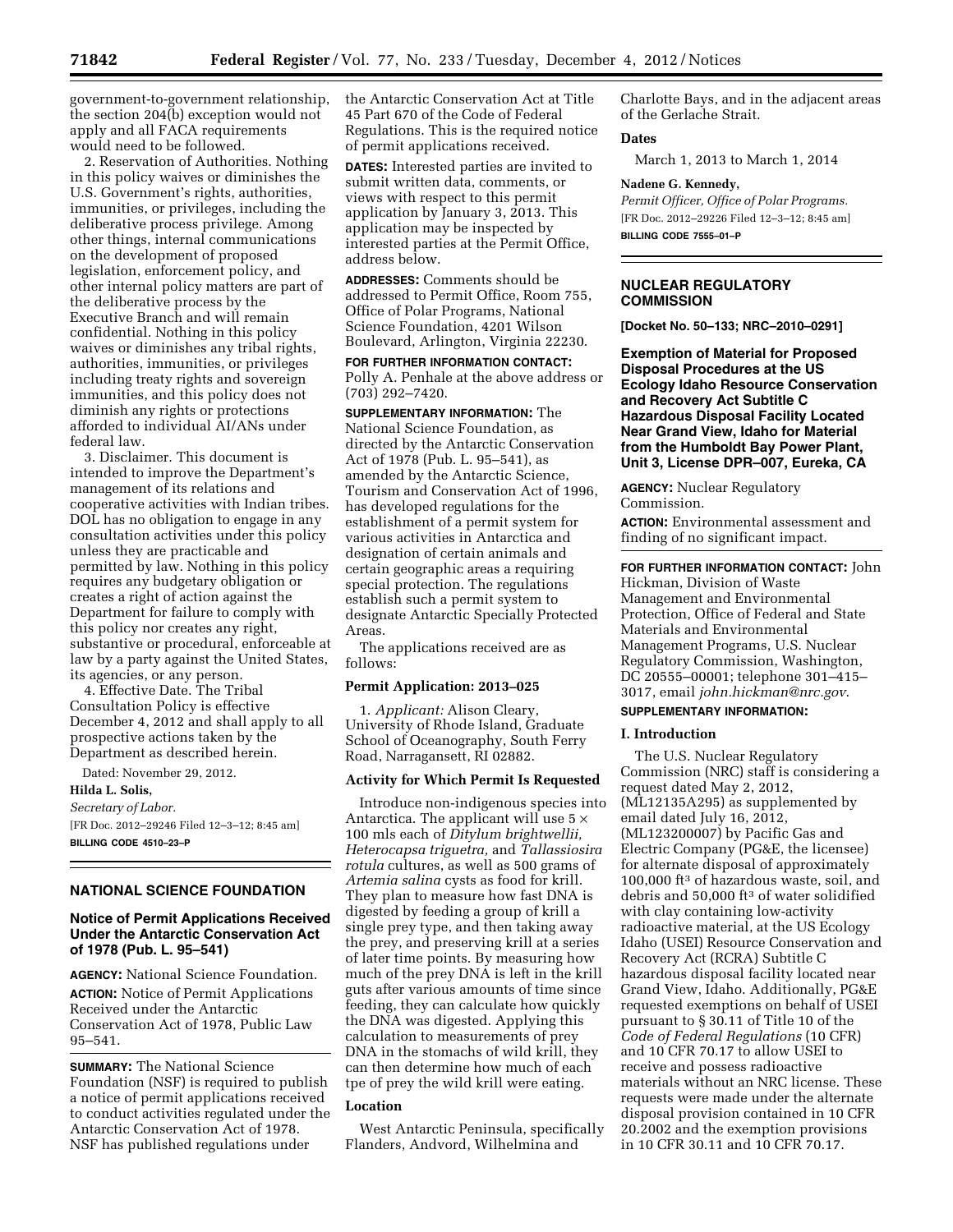government-to-government relationship, the section 204(b) exception would not apply and all FACA requirements would need to be followed.

2. Reservation of Authorities. Nothing in this policy waives or diminishes the U.S. Government's rights, authorities, immunities, or privileges, including the deliberative process privilege. Among other things, internal communications on the development of proposed legislation, enforcement policy, and other internal policy matters are part of the deliberative process by the Executive Branch and will remain confidential. Nothing in this policy waives or diminishes any tribal rights, authorities, immunities, or privileges including treaty rights and sovereign immunities, and this policy does not diminish any rights or protections afforded to individual AI/ANs under federal law.

3. Disclaimer. This document is intended to improve the Department's management of its relations and cooperative activities with Indian tribes. DOL has no obligation to engage in any consultation activities under this policy unless they are practicable and permitted by law. Nothing in this policy requires any budgetary obligation or creates a right of action against the Department for failure to comply with this policy nor creates any right, substantive or procedural, enforceable at law by a party against the United States, its agencies, or any person.

4. Effective Date. The Tribal Consultation Policy is effective December 4, 2012 and shall apply to all prospective actions taken by the Department as described herein.

Dated: November 29, 2012.

**Hilda L. Solis,**

*Secretary of Labor.*

[FR Doc. 2012–29246 Filed 12–3–12; 8:45 am]

**BILLING CODE 4510–23–P**

## NATIONAL SCIENCE FOUNDATION

### Notice of Permit Applications Received Under the Antarctic Conservation Act of 1978 (Pub. L. 95–541)

**AGENCY:** National Science Foundation.

**ACTION:** Notice of Permit Applications Received under the Antarctic Conservation Act of 1978, Public Law 95–541.

**SUMMARY:** The National Science Foundation (NSF) is required to publish a notice of permit applications received to conduct activities regulated under the Antarctic Conservation Act of 1978. NSF has published regulations under the Antarctic Conservation Act at Title 45 Part 670 of the Code of Federal Regulations. This is the required notice of permit applications received.

**DATES:** Interested parties are invited to submit written data, comments, or views with respect to this permit application by January 3, 2013. This application may be inspected by interested parties at the Permit Office, address below.

**ADDRESSES:** Comments should be addressed to Permit Office, Room 755, Office of Polar Programs, National Science Foundation, 4201 Wilson Boulevard, Arlington, Virginia 22230.

**FOR FURTHER INFORMATION CONTACT:** Polly A. Penhale at the above address or (703) 292–7420.

**SUPPLEMENTARY INFORMATION:** The National Science Foundation, as directed by the Antarctic Conservation Act of 1978 (Pub. L. 95–541), as amended by the Antarctic Science, Tourism and Conservation Act of 1996, has developed regulations for the establishment of a permit system for various activities in Antarctica and designation of certain animals and certain geographic areas a requiring special protection. The regulations establish such a permit system to designate Antarctic Specially Protected Areas.

The applications received are as follows:

#### Permit Application: 2013–025

1. *Applicant:* Alison Cleary, University of Rhode Island, Graduate School of Oceanography, South Ferry Road, Narragansett, RI 02882.

#### Activity for Which Permit Is Requested

Introduce non-indigenous species into Antarctica. The applicant will use $5 \times 100$ mls each of *Ditylum brightwellii, Heterocapsa triguetra,* and *Tallassiosira rotula* cultures, as well as 500 grams of *Artemia salina* cysts as food for krill. They plan to measure how fast DNA is digested by feeding a group of krill a single prey type, and then taking away the prey, and preserving krill at a series of later time points. By measuring how much of the prey DNA is left in the krill guts after various amounts of time since feeding, they can calculate how quickly the DNA was digested. Applying this calculation to measurements of prey DNA in the stomachs of wild krill, they can then determine how much of each tpe of prey the wild krill were eating.

#### Location

West Antarctic Peninsula, specifically Flanders, Andvord, Wilhelmina and Charlotte Bays, and in the adjacent areas of the Gerlache Strait.

#### Dates

March 1, 2013 to March 1, 2014

**Nadene G. Kennedy,**

*Permit Officer, Office of Polar Programs.*

[FR Doc. 2012–29226 Filed 12–3–12; 8:45 am]

**BILLING CODE 7555–01–P**

## NUCLEAR REGULATORY COMMISSION

**[Docket No. 50–133; NRC–2010–0291]**

### Exemption of Material for Proposed Disposal Procedures at the US Ecology Idaho Resource Conservation and Recovery Act Subtitle C Hazardous Disposal Facility Located Near Grand View, Idaho for Material from the Humboldt Bay Power Plant, Unit 3, License DPR–007, Eureka, CA

**AGENCY:** Nuclear Regulatory Commission.

**ACTION:** Environmental assessment and finding of no significant impact.

**FOR FURTHER INFORMATION CONTACT:** John Hickman, Division of Waste Management and Environmental Protection, Office of Federal and State Materials and Environmental Management Programs, U.S. Nuclear Regulatory Commission, Washington, DC 20555–00001; telephone 301–415–3017, email *john.hickman@nrc.gov*.

**SUPPLEMENTARY INFORMATION:**

#### I. Introduction

The U.S. Nuclear Regulatory Commission (NRC) staff is considering a request dated May 2, 2012, (ML12135A295) as supplemented by email dated July 16, 2012, (ML123200007) by Pacific Gas and Electric Company (PG&E, the licensee) for alternate disposal of approximately 100,000 ft$^3$ of hazardous waste, soil, and debris and 50,000 ft$^3$ of water solidified with clay containing low-activity radioactive material, at the US Ecology Idaho (USEI) Resource Conservation and Recovery Act (RCRA) Subtitle C hazardous disposal facility located near Grand View, Idaho. Additionally, PG&E requested exemptions on behalf of USEI pursuant to § 30.11 of Title 10 of the *Code of Federal Regulations* (10 CFR) and 10 CFR 70.17 to allow USEI to receive and possess radioactive materials without an NRC license. These requests were made under the alternate disposal provision contained in 10 CFR 20.2002 and the exemption provisions in 10 CFR 30.11 and 10 CFR 70.17.